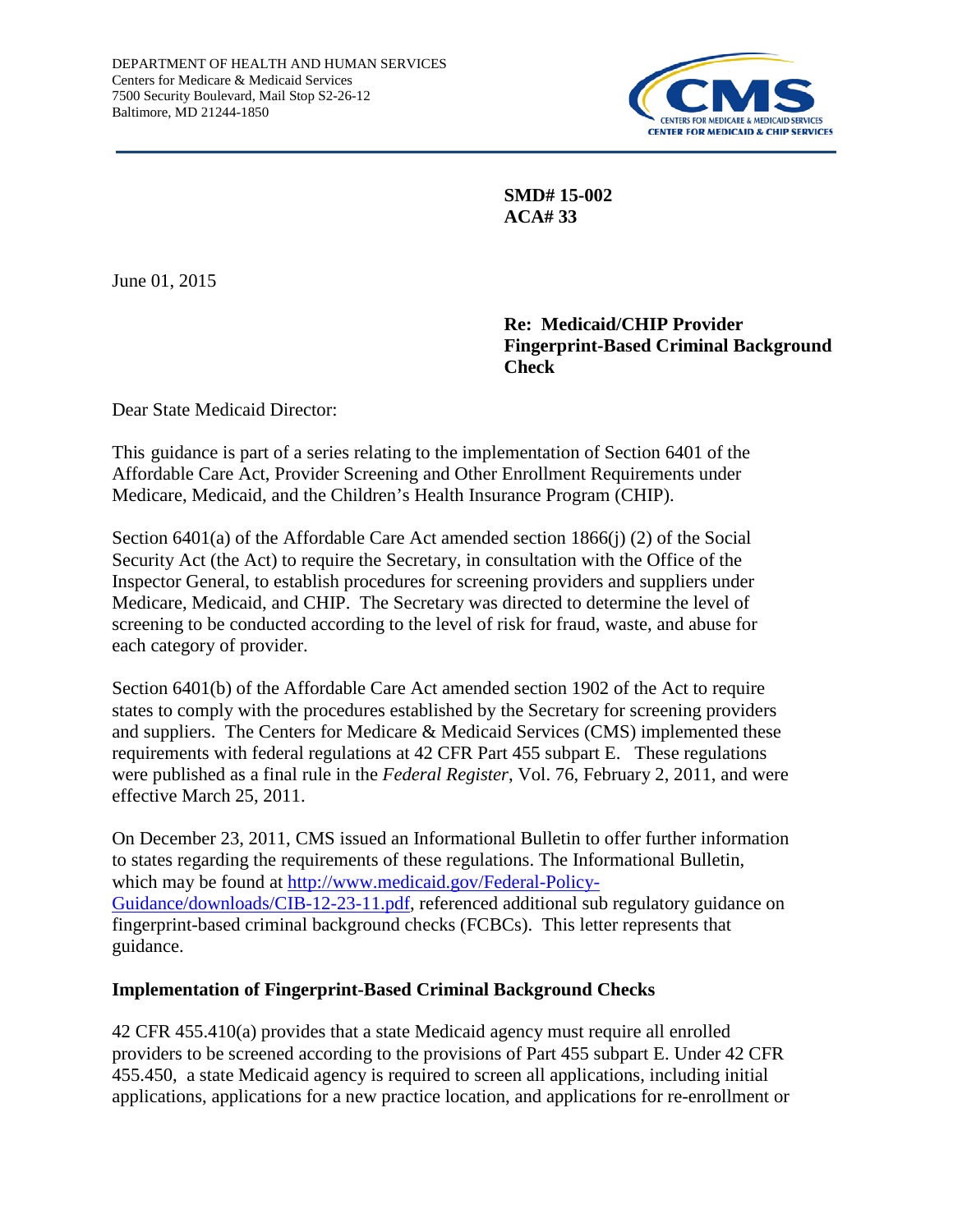DEPARTMENT OF HEALTH AND HUMAN SERVICES
Centers for Medicare & Medicaid Services
7500 Security Boulevard, Mail Stop S2-26-12
Baltimore, MD 21244-1850

CENTERS FOR MEDICARE & MEDICAID SERVICES
CENTER FOR MEDICAID & CHIP SERVICES

**SMD# 15-002**
**ACA# 33**

June 01, 2015

**Re: Medicaid/CHIP Provider Fingerprint-Based Criminal Background Check**

Dear State Medicaid Director:

This guidance is part of a series relating to the implementation of Section 6401 of the Affordable Care Act, Provider Screening and Other Enrollment Requirements under Medicare, Medicaid, and the Children's Health Insurance Program (CHIP).

Section 6401(a) of the Affordable Care Act amended section 1866(j) (2) of the Social Security Act (the Act) to require the Secretary, in consultation with the Office of the Inspector General, to establish procedures for screening providers and suppliers under Medicare, Medicaid, and CHIP. The Secretary was directed to determine the level of screening to be conducted according to the level of risk for fraud, waste, and abuse for each category of provider.

Section 6401(b) of the Affordable Care Act amended section 1902 of the Act to require states to comply with the procedures established by the Secretary for screening providers and suppliers. The Centers for Medicare & Medicaid Services (CMS) implemented these requirements with federal regulations at 42 CFR Part 455 subpart E. These regulations were published as a final rule in the *Federal Register*, Vol. 76, February 2, 2011, and were effective March 25, 2011.

On December 23, 2011, CMS issued an Informational Bulletin to offer further information to states regarding the requirements of these regulations. The Informational Bulletin, which may be found at [http://www.medicaid.gov/Federal-Policy-Guidance/downloads/CIB-12-23-11.pdf](http://www.medicaid.gov/Federal-Policy-Guidance/downloads/CIB-12-23-11.pdf), referenced additional sub regulatory guidance on fingerprint-based criminal background checks (FCBCs). This letter represents that guidance.

## Implementation of Fingerprint-Based Criminal Background Checks

42 CFR 455.410(a) provides that a state Medicaid agency must require all enrolled providers to be screened according to the provisions of Part 455 subpart E. Under 42 CFR 455.450, a state Medicaid agency is required to screen all applications, including initial applications, applications for a new practice location, and applications for re-enrollment or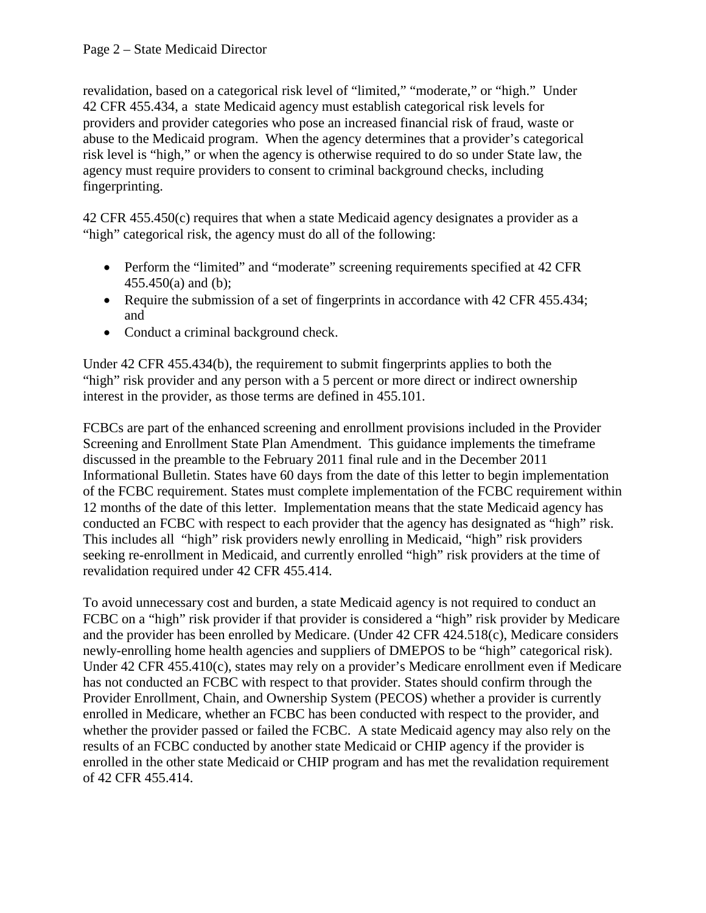revalidation, based on a categorical risk level of "limited," "moderate," or "high." Under 42 CFR 455.434, a state Medicaid agency must establish categorical risk levels for providers and provider categories who pose an increased financial risk of fraud, waste or abuse to the Medicaid program. When the agency determines that a provider's categorical risk level is "high," or when the agency is otherwise required to do so under State law, the agency must require providers to consent to criminal background checks, including fingerprinting.

42 CFR 455.450(c) requires that when a state Medicaid agency designates a provider as a "high" categorical risk, the agency must do all of the following:

- Perform the "limited" and "moderate" screening requirements specified at 42 CFR 455.450(a) and (b);
- Require the submission of a set of fingerprints in accordance with 42 CFR 455.434; and
- Conduct a criminal background check.

Under 42 CFR 455.434(b), the requirement to submit fingerprints applies to both the "high" risk provider and any person with a 5 percent or more direct or indirect ownership interest in the provider, as those terms are defined in 455.101.

FCBCs are part of the enhanced screening and enrollment provisions included in the Provider Screening and Enrollment State Plan Amendment. This guidance implements the timeframe discussed in the preamble to the February 2011 final rule and in the December 2011 Informational Bulletin. States have 60 days from the date of this letter to begin implementation of the FCBC requirement. States must complete implementation of the FCBC requirement within 12 months of the date of this letter. Implementation means that the state Medicaid agency has conducted an FCBC with respect to each provider that the agency has designated as "high" risk. This includes all "high" risk providers newly enrolling in Medicaid, "high" risk providers seeking re-enrollment in Medicaid, and currently enrolled "high" risk providers at the time of revalidation required under 42 CFR 455.414.

To avoid unnecessary cost and burden, a state Medicaid agency is not required to conduct an FCBC on a "high" risk provider if that provider is considered a "high" risk provider by Medicare and the provider has been enrolled by Medicare. (Under 42 CFR 424.518(c), Medicare considers newly-enrolling home health agencies and suppliers of DMEPOS to be "high" categorical risk). Under 42 CFR 455.410(c), states may rely on a provider's Medicare enrollment even if Medicare has not conducted an FCBC with respect to that provider. States should confirm through the Provider Enrollment, Chain, and Ownership System (PECOS) whether a provider is currently enrolled in Medicare, whether an FCBC has been conducted with respect to the provider, and whether the provider passed or failed the FCBC. A state Medicaid agency may also rely on the results of an FCBC conducted by another state Medicaid or CHIP agency if the provider is enrolled in the other state Medicaid or CHIP program and has met the revalidation requirement of 42 CFR 455.414.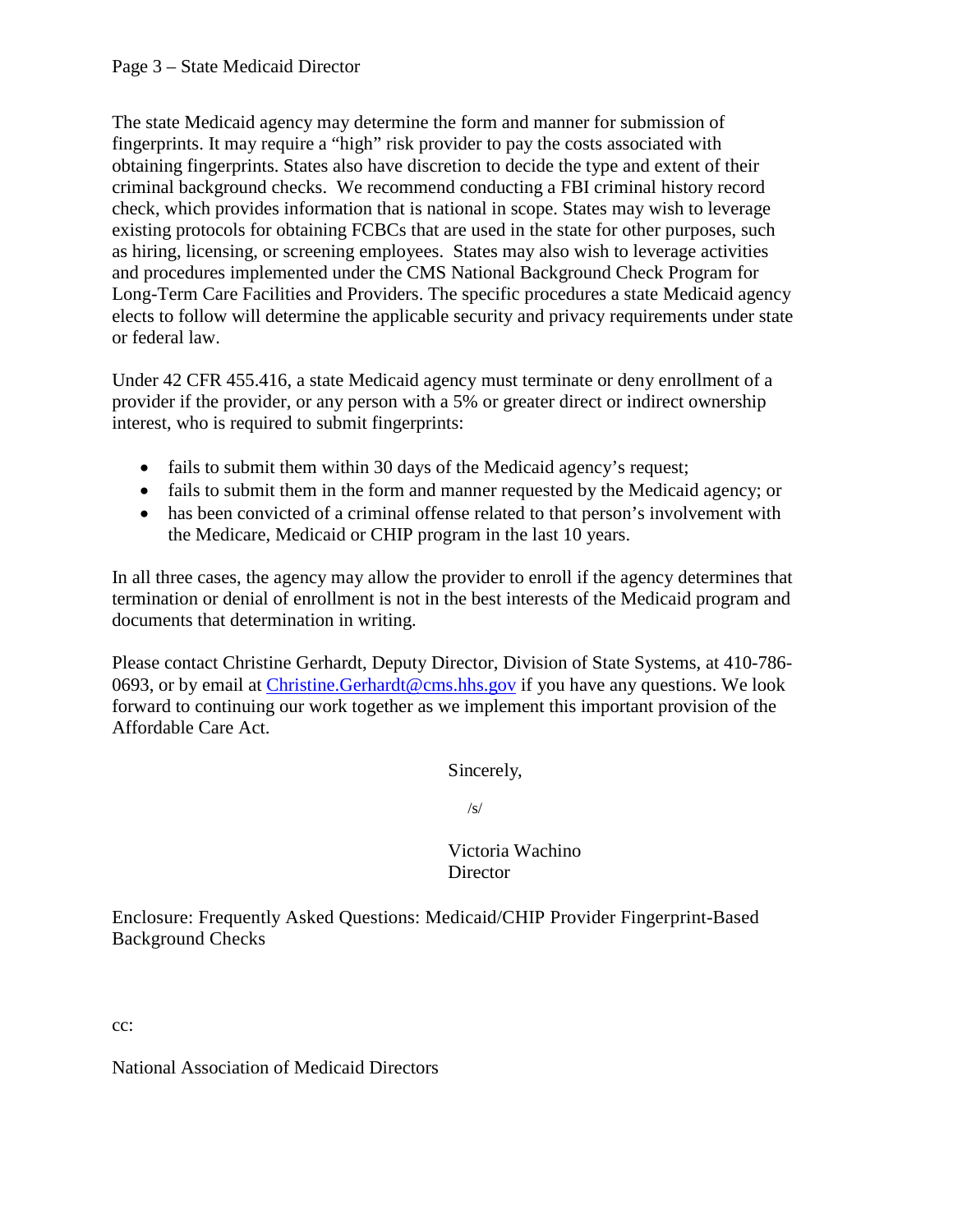The state Medicaid agency may determine the form and manner for submission of fingerprints. It may require a "high" risk provider to pay the costs associated with obtaining fingerprints. States also have discretion to decide the type and extent of their criminal background checks. We recommend conducting a FBI criminal history record check, which provides information that is national in scope. States may wish to leverage existing protocols for obtaining FCBCs that are used in the state for other purposes, such as hiring, licensing, or screening employees. States may also wish to leverage activities and procedures implemented under the CMS National Background Check Program for Long-Term Care Facilities and Providers. The specific procedures a state Medicaid agency elects to follow will determine the applicable security and privacy requirements under state or federal law.

Under 42 CFR 455.416, a state Medicaid agency must terminate or deny enrollment of a provider if the provider, or any person with a 5% or greater direct or indirect ownership interest, who is required to submit fingerprints:

- fails to submit them within 30 days of the Medicaid agency's request;
- fails to submit them in the form and manner requested by the Medicaid agency; or
- has been convicted of a criminal offense related to that person's involvement with the Medicare, Medicaid or CHIP program in the last 10 years.

In all three cases, the agency may allow the provider to enroll if the agency determines that termination or denial of enrollment is not in the best interests of the Medicaid program and documents that determination in writing.

Please contact Christine Gerhardt, Deputy Director, Division of State Systems, at 410-786-0693, or by email at Christine.Gerhardt@cms.hhs.gov if you have any questions. We look forward to continuing our work together as we implement this important provision of the Affordable Care Act.

Sincerely,

/s/

Victoria Wachino
Director

Enclosure: Frequently Asked Questions: Medicaid/CHIP Provider Fingerprint-Based Background Checks

cc:

National Association of Medicaid Directors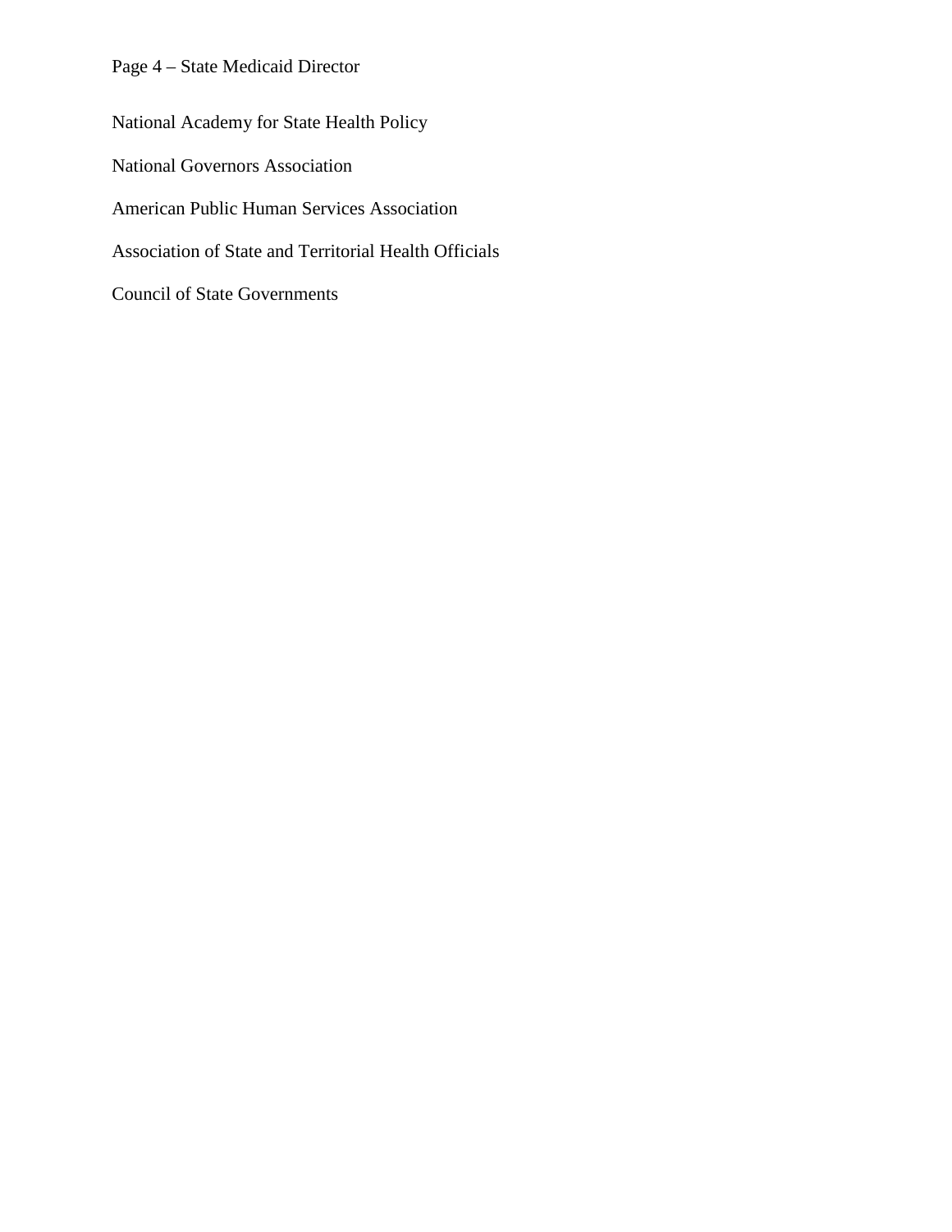National Academy for State Health Policy

National Governors Association

American Public Human Services Association

Association of State and Territorial Health Officials

Council of State Governments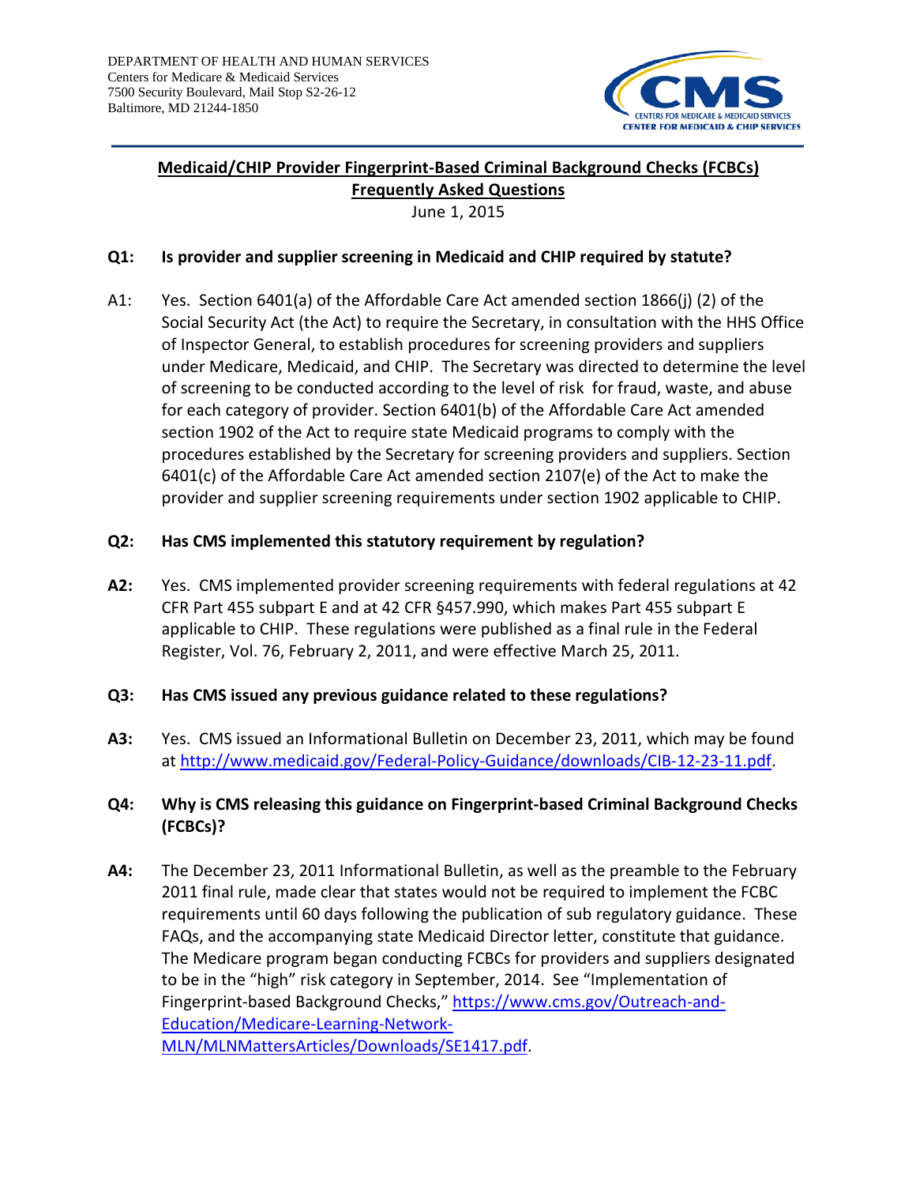DEPARTMENT OF HEALTH AND HUMAN SERVICES
Centers for Medicare & Medicaid Services
7500 Security Boulevard, Mail Stop S2-26-12
Baltimore, MD 21244-1850

CMS — CENTERS FOR MEDICARE & MEDICAID SERVICES — CENTER FOR MEDICAID & CHIP SERVICES

# Medicaid/CHIP Provider Fingerprint-Based Criminal Background Checks (FCBCs) Frequently Asked Questions

June 1, 2015

**Q1: Is provider and supplier screening in Medicaid and CHIP required by statute?**

A1: Yes. Section 6401(a) of the Affordable Care Act amended section 1866(j) (2) of the Social Security Act (the Act) to require the Secretary, in consultation with the HHS Office of Inspector General, to establish procedures for screening providers and suppliers under Medicare, Medicaid, and CHIP. The Secretary was directed to determine the level of screening to be conducted according to the level of risk for fraud, waste, and abuse for each category of provider. Section 6401(b) of the Affordable Care Act amended section 1902 of the Act to require state Medicaid programs to comply with the procedures established by the Secretary for screening providers and suppliers. Section 6401(c) of the Affordable Care Act amended section 2107(e) of the Act to make the provider and supplier screening requirements under section 1902 applicable to CHIP.

**Q2: Has CMS implemented this statutory requirement by regulation?**

**A2:** Yes. CMS implemented provider screening requirements with federal regulations at 42 CFR Part 455 subpart E and at 42 CFR §457.990, which makes Part 455 subpart E applicable to CHIP. These regulations were published as a final rule in the Federal Register, Vol. 76, February 2, 2011, and were effective March 25, 2011.

**Q3: Has CMS issued any previous guidance related to these regulations?**

**A3:** Yes. CMS issued an Informational Bulletin on December 23, 2011, which may be found at http://www.medicaid.gov/Federal-Policy-Guidance/downloads/CIB-12-23-11.pdf.

**Q4: Why is CMS releasing this guidance on Fingerprint-based Criminal Background Checks (FCBCs)?**

**A4:** The December 23, 2011 Informational Bulletin, as well as the preamble to the February 2011 final rule, made clear that states would not be required to implement the FCBC requirements until 60 days following the publication of sub regulatory guidance. These FAQs, and the accompanying state Medicaid Director letter, constitute that guidance. The Medicare program began conducting FCBCs for providers and suppliers designated to be in the "high" risk category in September, 2014. See "Implementation of Fingerprint-based Background Checks," https://www.cms.gov/Outreach-and-Education/Medicare-Learning-Network-MLN/MLNMattersArticles/Downloads/SE1417.pdf.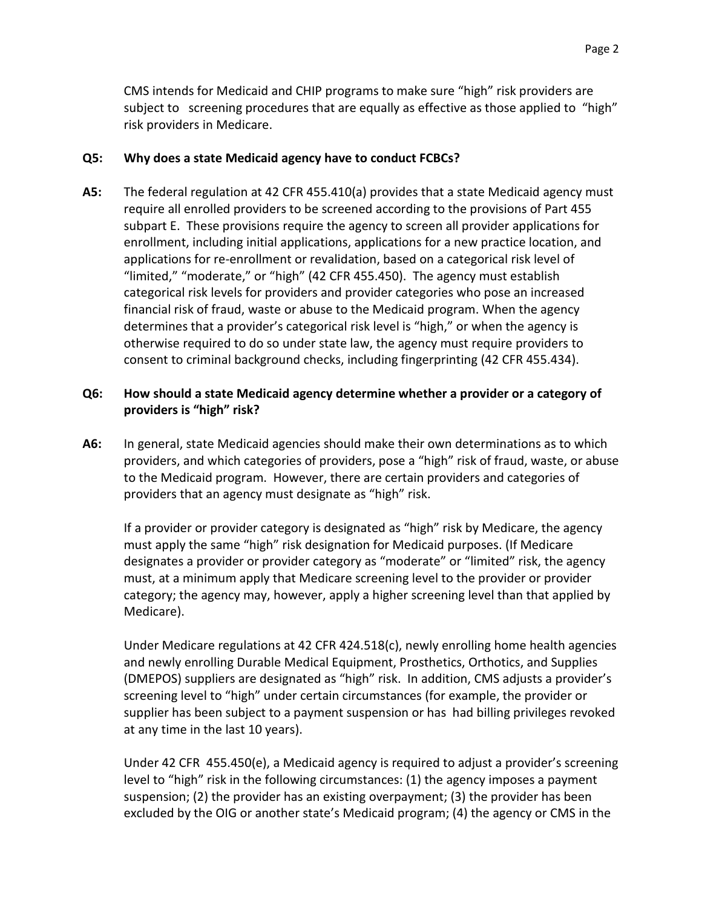CMS intends for Medicaid and CHIP programs to make sure "high" risk providers are subject to screening procedures that are equally as effective as those applied to "high" risk providers in Medicare.

**Q5: Why does a state Medicaid agency have to conduct FCBCs?**

**A5:** The federal regulation at 42 CFR 455.410(a) provides that a state Medicaid agency must require all enrolled providers to be screened according to the provisions of Part 455 subpart E. These provisions require the agency to screen all provider applications for enrollment, including initial applications, applications for a new practice location, and applications for re-enrollment or revalidation, based on a categorical risk level of "limited," "moderate," or "high" (42 CFR 455.450). The agency must establish categorical risk levels for providers and provider categories who pose an increased financial risk of fraud, waste or abuse to the Medicaid program. When the agency determines that a provider's categorical risk level is "high," or when the agency is otherwise required to do so under state law, the agency must require providers to consent to criminal background checks, including fingerprinting (42 CFR 455.434).

**Q6: How should a state Medicaid agency determine whether a provider or a category of providers is "high" risk?**

**A6:** In general, state Medicaid agencies should make their own determinations as to which providers, and which categories of providers, pose a "high" risk of fraud, waste, or abuse to the Medicaid program. However, there are certain providers and categories of providers that an agency must designate as "high" risk.

If a provider or provider category is designated as "high" risk by Medicare, the agency must apply the same "high" risk designation for Medicaid purposes. (If Medicare designates a provider or provider category as "moderate" or "limited" risk, the agency must, at a minimum apply that Medicare screening level to the provider or provider category; the agency may, however, apply a higher screening level than that applied by Medicare).

Under Medicare regulations at 42 CFR 424.518(c), newly enrolling home health agencies and newly enrolling Durable Medical Equipment, Prosthetics, Orthotics, and Supplies (DMEPOS) suppliers are designated as "high" risk. In addition, CMS adjusts a provider's screening level to "high" under certain circumstances (for example, the provider or supplier has been subject to a payment suspension or has had billing privileges revoked at any time in the last 10 years).

Under 42 CFR 455.450(e), a Medicaid agency is required to adjust a provider's screening level to "high" risk in the following circumstances: (1) the agency imposes a payment suspension; (2) the provider has an existing overpayment; (3) the provider has been excluded by the OIG or another state's Medicaid program; (4) the agency or CMS in the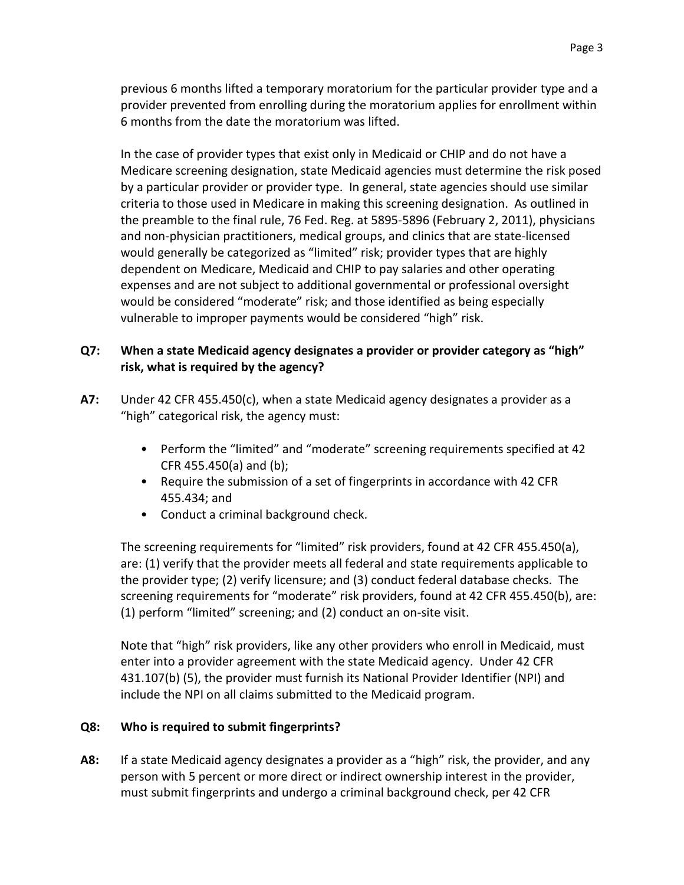previous 6 months lifted a temporary moratorium for the particular provider type and a provider prevented from enrolling during the moratorium applies for enrollment within 6 months from the date the moratorium was lifted.

In the case of provider types that exist only in Medicaid or CHIP and do not have a Medicare screening designation, state Medicaid agencies must determine the risk posed by a particular provider or provider type. In general, state agencies should use similar criteria to those used in Medicare in making this screening designation. As outlined in the preamble to the final rule, 76 Fed. Reg. at 5895-5896 (February 2, 2011), physicians and non-physician practitioners, medical groups, and clinics that are state-licensed would generally be categorized as "limited" risk; provider types that are highly dependent on Medicare, Medicaid and CHIP to pay salaries and other operating expenses and are not subject to additional governmental or professional oversight would be considered "moderate" risk; and those identified as being especially vulnerable to improper payments would be considered "high" risk.

**Q7: When a state Medicaid agency designates a provider or provider category as "high" risk, what is required by the agency?**

**A7:** Under 42 CFR 455.450(c), when a state Medicaid agency designates a provider as a "high" categorical risk, the agency must:

- Perform the "limited" and "moderate" screening requirements specified at 42 CFR 455.450(a) and (b);
- Require the submission of a set of fingerprints in accordance with 42 CFR 455.434; and
- Conduct a criminal background check.

The screening requirements for "limited" risk providers, found at 42 CFR 455.450(a), are: (1) verify that the provider meets all federal and state requirements applicable to the provider type; (2) verify licensure; and (3) conduct federal database checks. The screening requirements for "moderate" risk providers, found at 42 CFR 455.450(b), are: (1) perform "limited" screening; and (2) conduct an on-site visit.

Note that "high" risk providers, like any other providers who enroll in Medicaid, must enter into a provider agreement with the state Medicaid agency. Under 42 CFR 431.107(b) (5), the provider must furnish its National Provider Identifier (NPI) and include the NPI on all claims submitted to the Medicaid program.

**Q8: Who is required to submit fingerprints?**

**A8:** If a state Medicaid agency designates a provider as a "high" risk, the provider, and any person with 5 percent or more direct or indirect ownership interest in the provider, must submit fingerprints and undergo a criminal background check, per 42 CFR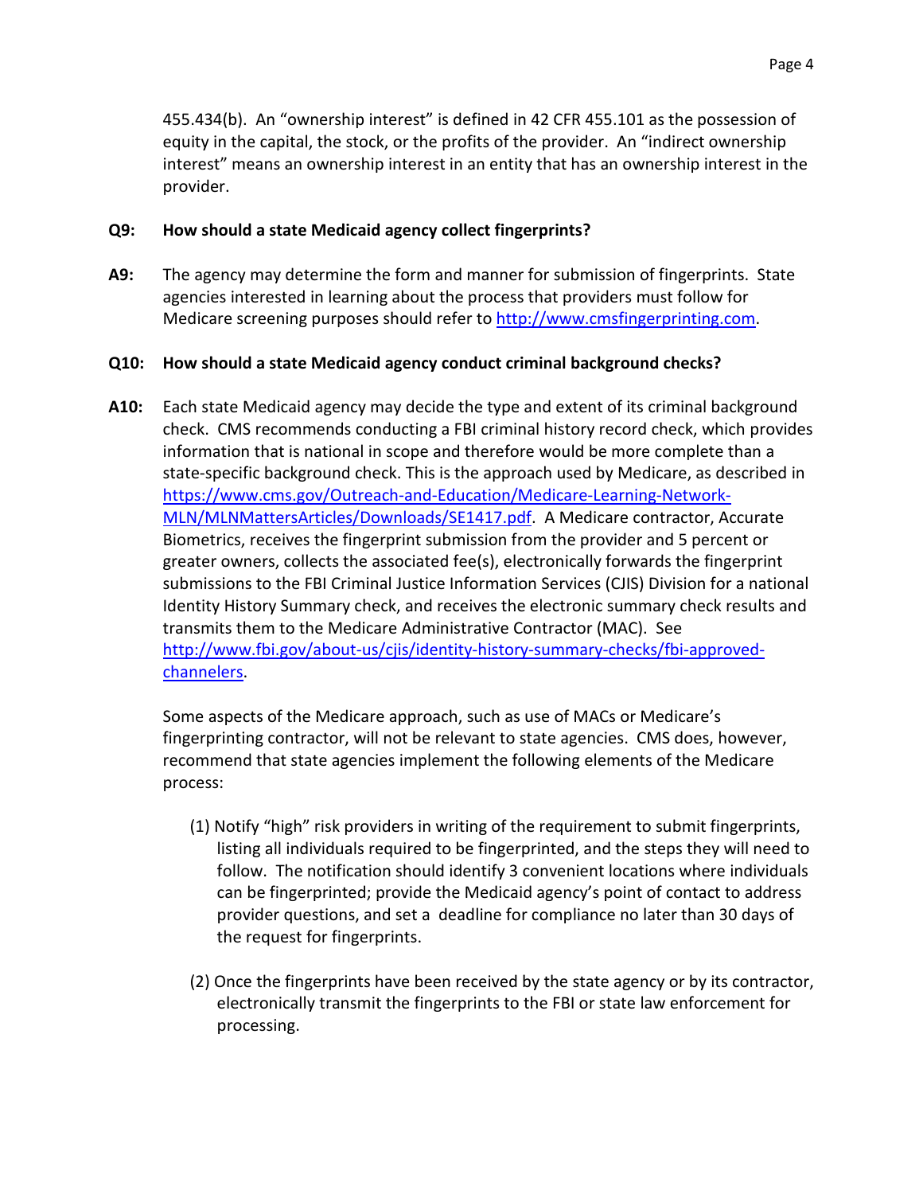455.434(b). An "ownership interest" is defined in 42 CFR 455.101 as the possession of equity in the capital, the stock, or the profits of the provider. An "indirect ownership interest" means an ownership interest in an entity that has an ownership interest in the provider.

**Q9: How should a state Medicaid agency collect fingerprints?**

**A9:** The agency may determine the form and manner for submission of fingerprints. State agencies interested in learning about the process that providers must follow for Medicare screening purposes should refer to http://www.cmsfingerprinting.com.

**Q10: How should a state Medicaid agency conduct criminal background checks?**

**A10:** Each state Medicaid agency may decide the type and extent of its criminal background check. CMS recommends conducting a FBI criminal history record check, which provides information that is national in scope and therefore would be more complete than a state-specific background check. This is the approach used by Medicare, as described in https://www.cms.gov/Outreach-and-Education/Medicare-Learning-Network-MLN/MLNMattersArticles/Downloads/SE1417.pdf. A Medicare contractor, Accurate Biometrics, receives the fingerprint submission from the provider and 5 percent or greater owners, collects the associated fee(s), electronically forwards the fingerprint submissions to the FBI Criminal Justice Information Services (CJIS) Division for a national Identity History Summary check, and receives the electronic summary check results and transmits them to the Medicare Administrative Contractor (MAC). See http://www.fbi.gov/about-us/cjis/identity-history-summary-checks/fbi-approved-channelers.

Some aspects of the Medicare approach, such as use of MACs or Medicare's fingerprinting contractor, will not be relevant to state agencies. CMS does, however, recommend that state agencies implement the following elements of the Medicare process:

(1) Notify "high" risk providers in writing of the requirement to submit fingerprints, listing all individuals required to be fingerprinted, and the steps they will need to follow. The notification should identify 3 convenient locations where individuals can be fingerprinted; provide the Medicaid agency's point of contact to address provider questions, and set a deadline for compliance no later than 30 days of the request for fingerprints.

(2) Once the fingerprints have been received by the state agency or by its contractor, electronically transmit the fingerprints to the FBI or state law enforcement for processing.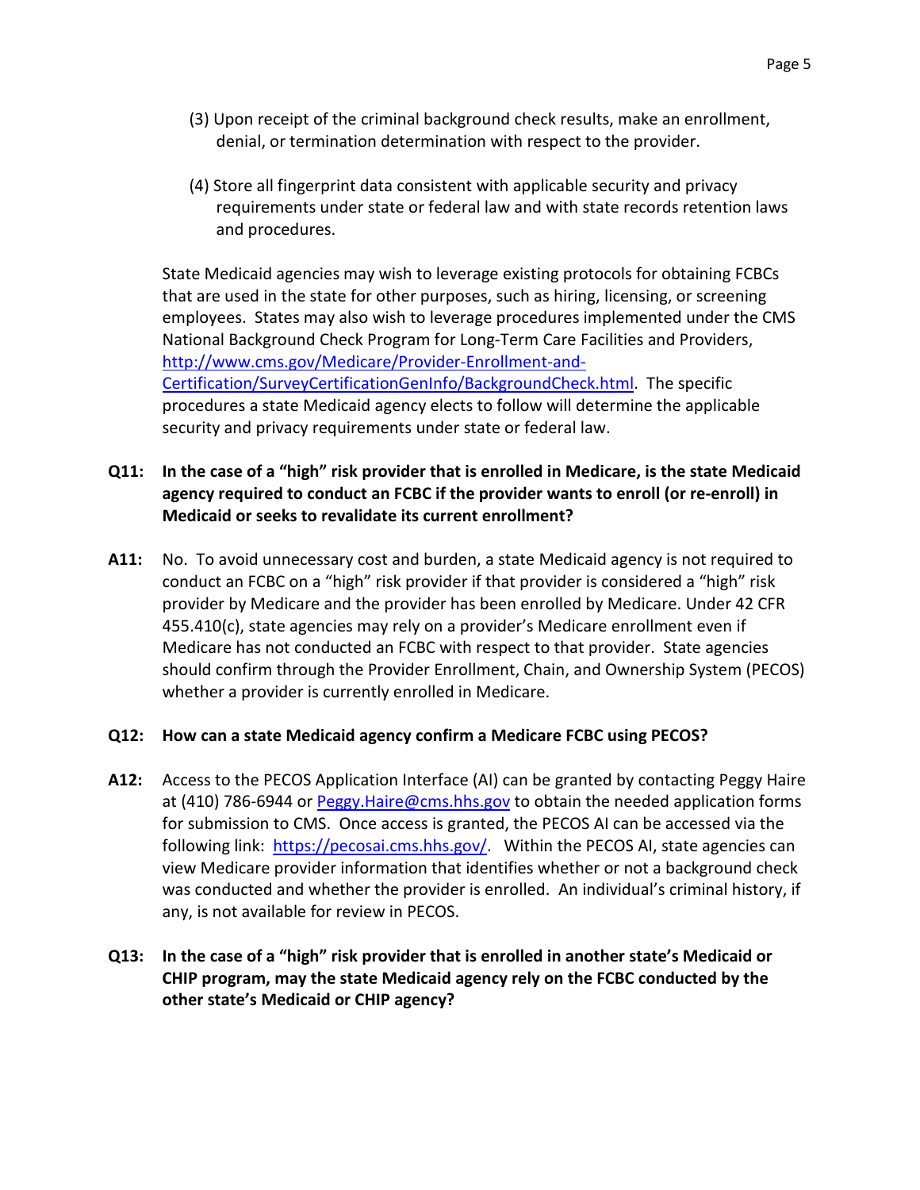(3) Upon receipt of the criminal background check results, make an enrollment, denial, or termination determination with respect to the provider.

(4) Store all fingerprint data consistent with applicable security and privacy requirements under state or federal law and with state records retention laws and procedures.

State Medicaid agencies may wish to leverage existing protocols for obtaining FCBCs that are used in the state for other purposes, such as hiring, licensing, or screening employees. States may also wish to leverage procedures implemented under the CMS National Background Check Program for Long-Term Care Facilities and Providers, [http://www.cms.gov/Medicare/Provider-Enrollment-and-Certification/SurveyCertificationGenInfo/BackgroundCheck.html](http://www.cms.gov/Medicare/Provider-Enrollment-and-Certification/SurveyCertificationGenInfo/BackgroundCheck.html). The specific procedures a state Medicaid agency elects to follow will determine the applicable security and privacy requirements under state or federal law.

**Q11: In the case of a "high" risk provider that is enrolled in Medicare, is the state Medicaid agency required to conduct an FCBC if the provider wants to enroll (or re-enroll) in Medicaid or seeks to revalidate its current enrollment?**

**A11:** No. To avoid unnecessary cost and burden, a state Medicaid agency is not required to conduct an FCBC on a "high" risk provider if that provider is considered a "high" risk provider by Medicare and the provider has been enrolled by Medicare. Under 42 CFR 455.410(c), state agencies may rely on a provider's Medicare enrollment even if Medicare has not conducted an FCBC with respect to that provider. State agencies should confirm through the Provider Enrollment, Chain, and Ownership System (PECOS) whether a provider is currently enrolled in Medicare.

**Q12: How can a state Medicaid agency confirm a Medicare FCBC using PECOS?**

**A12:** Access to the PECOS Application Interface (AI) can be granted by contacting Peggy Haire at (410) 786-6944 or [Peggy.Haire@cms.hhs.gov](mailto:Peggy.Haire@cms.hhs.gov) to obtain the needed application forms for submission to CMS. Once access is granted, the PECOS AI can be accessed via the following link: [https://pecosai.cms.hhs.gov/](https://pecosai.cms.hhs.gov/). Within the PECOS AI, state agencies can view Medicare provider information that identifies whether or not a background check was conducted and whether the provider is enrolled. An individual's criminal history, if any, is not available for review in PECOS.

**Q13: In the case of a "high" risk provider that is enrolled in another state's Medicaid or CHIP program, may the state Medicaid agency rely on the FCBC conducted by the other state's Medicaid or CHIP agency?**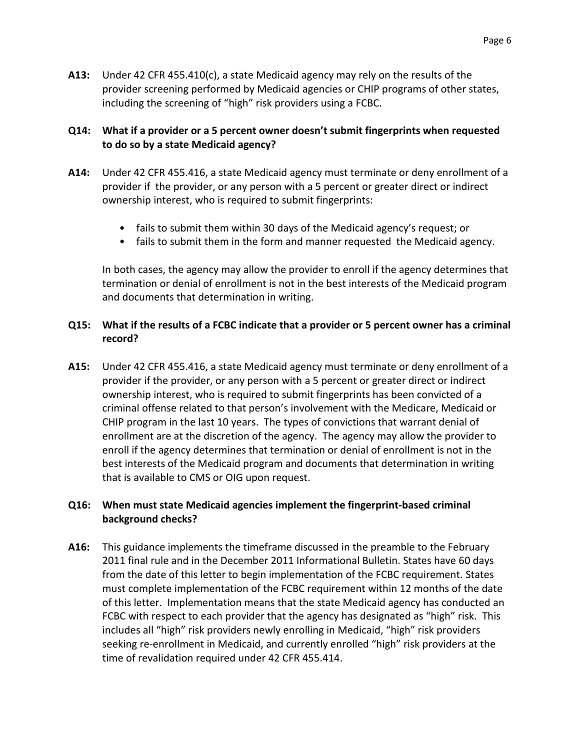**A13:** Under 42 CFR 455.410(c), a state Medicaid agency may rely on the results of the provider screening performed by Medicaid agencies or CHIP programs of other states, including the screening of "high" risk providers using a FCBC.

**Q14: What if a provider or a 5 percent owner doesn't submit fingerprints when requested to do so by a state Medicaid agency?**

**A14:** Under 42 CFR 455.416, a state Medicaid agency must terminate or deny enrollment of a provider if the provider, or any person with a 5 percent or greater direct or indirect ownership interest, who is required to submit fingerprints:

- fails to submit them within 30 days of the Medicaid agency's request; or
- fails to submit them in the form and manner requested the Medicaid agency.

In both cases, the agency may allow the provider to enroll if the agency determines that termination or denial of enrollment is not in the best interests of the Medicaid program and documents that determination in writing.

**Q15: What if the results of a FCBC indicate that a provider or 5 percent owner has a criminal record?**

**A15:** Under 42 CFR 455.416, a state Medicaid agency must terminate or deny enrollment of a provider if the provider, or any person with a 5 percent or greater direct or indirect ownership interest, who is required to submit fingerprints has been convicted of a criminal offense related to that person's involvement with the Medicare, Medicaid or CHIP program in the last 10 years. The types of convictions that warrant denial of enrollment are at the discretion of the agency. The agency may allow the provider to enroll if the agency determines that termination or denial of enrollment is not in the best interests of the Medicaid program and documents that determination in writing that is available to CMS or OIG upon request.

**Q16: When must state Medicaid agencies implement the fingerprint-based criminal background checks?**

**A16:** This guidance implements the timeframe discussed in the preamble to the February 2011 final rule and in the December 2011 Informational Bulletin. States have 60 days from the date of this letter to begin implementation of the FCBC requirement. States must complete implementation of the FCBC requirement within 12 months of the date of this letter. Implementation means that the state Medicaid agency has conducted an FCBC with respect to each provider that the agency has designated as "high" risk. This includes all "high" risk providers newly enrolling in Medicaid, "high" risk providers seeking re-enrollment in Medicaid, and currently enrolled "high" risk providers at the time of revalidation required under 42 CFR 455.414.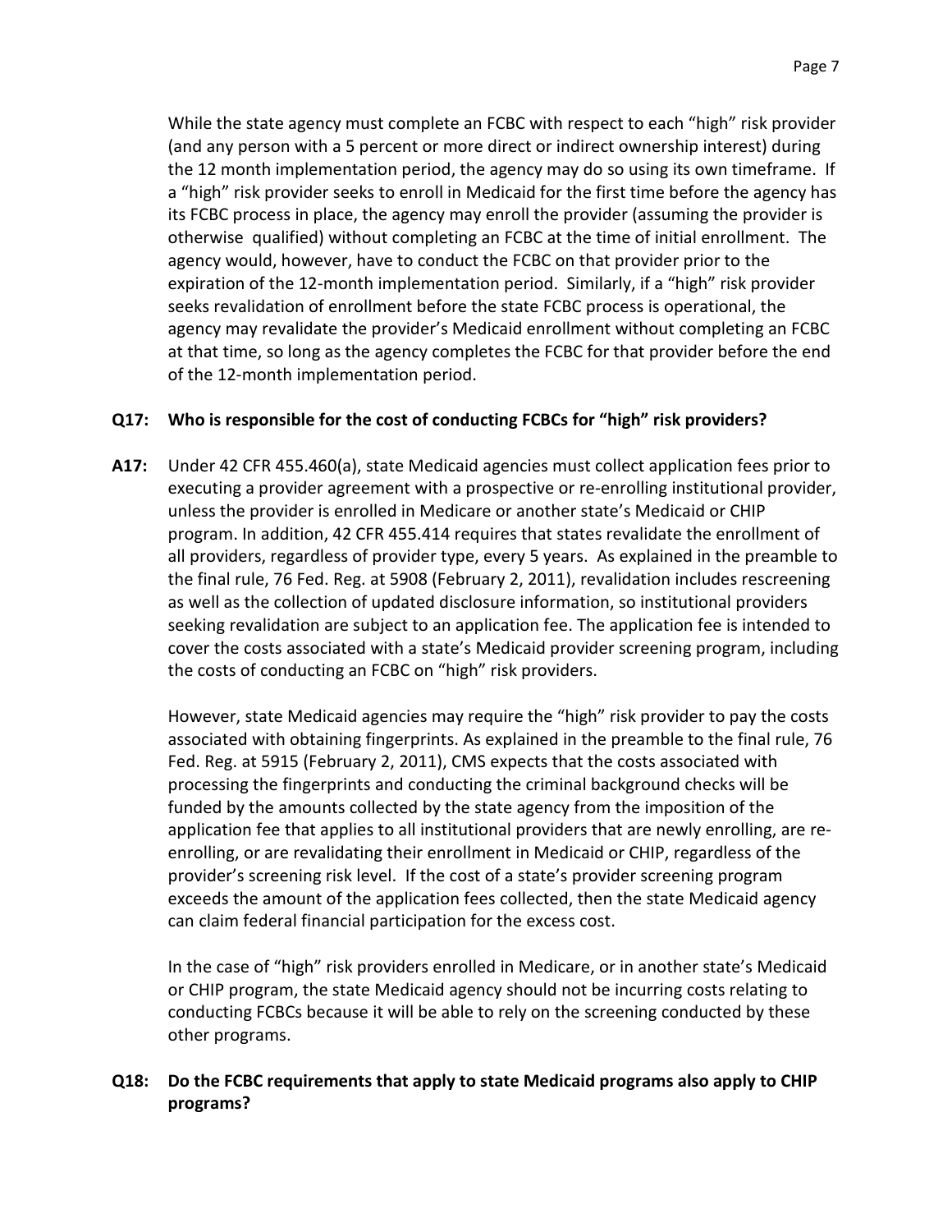While the state agency must complete an FCBC with respect to each "high" risk provider (and any person with a 5 percent or more direct or indirect ownership interest) during the 12 month implementation period, the agency may do so using its own timeframe. If a "high" risk provider seeks to enroll in Medicaid for the first time before the agency has its FCBC process in place, the agency may enroll the provider (assuming the provider is otherwise qualified) without completing an FCBC at the time of initial enrollment. The agency would, however, have to conduct the FCBC on that provider prior to the expiration of the 12-month implementation period. Similarly, if a "high" risk provider seeks revalidation of enrollment before the state FCBC process is operational, the agency may revalidate the provider's Medicaid enrollment without completing an FCBC at that time, so long as the agency completes the FCBC for that provider before the end of the 12-month implementation period.

**Q17: Who is responsible for the cost of conducting FCBCs for "high" risk providers?**

**A17:** Under 42 CFR 455.460(a), state Medicaid agencies must collect application fees prior to executing a provider agreement with a prospective or re-enrolling institutional provider, unless the provider is enrolled in Medicare or another state's Medicaid or CHIP program. In addition, 42 CFR 455.414 requires that states revalidate the enrollment of all providers, regardless of provider type, every 5 years. As explained in the preamble to the final rule, 76 Fed. Reg. at 5908 (February 2, 2011), revalidation includes rescreening as well as the collection of updated disclosure information, so institutional providers seeking revalidation are subject to an application fee. The application fee is intended to cover the costs associated with a state's Medicaid provider screening program, including the costs of conducting an FCBC on "high" risk providers.

However, state Medicaid agencies may require the "high" risk provider to pay the costs associated with obtaining fingerprints. As explained in the preamble to the final rule, 76 Fed. Reg. at 5915 (February 2, 2011), CMS expects that the costs associated with processing the fingerprints and conducting the criminal background checks will be funded by the amounts collected by the state agency from the imposition of the application fee that applies to all institutional providers that are newly enrolling, are re-enrolling, or are revalidating their enrollment in Medicaid or CHIP, regardless of the provider's screening risk level. If the cost of a state's provider screening program exceeds the amount of the application fees collected, then the state Medicaid agency can claim federal financial participation for the excess cost.

In the case of "high" risk providers enrolled in Medicare, or in another state's Medicaid or CHIP program, the state Medicaid agency should not be incurring costs relating to conducting FCBCs because it will be able to rely on the screening conducted by these other programs.

**Q18: Do the FCBC requirements that apply to state Medicaid programs also apply to CHIP programs?**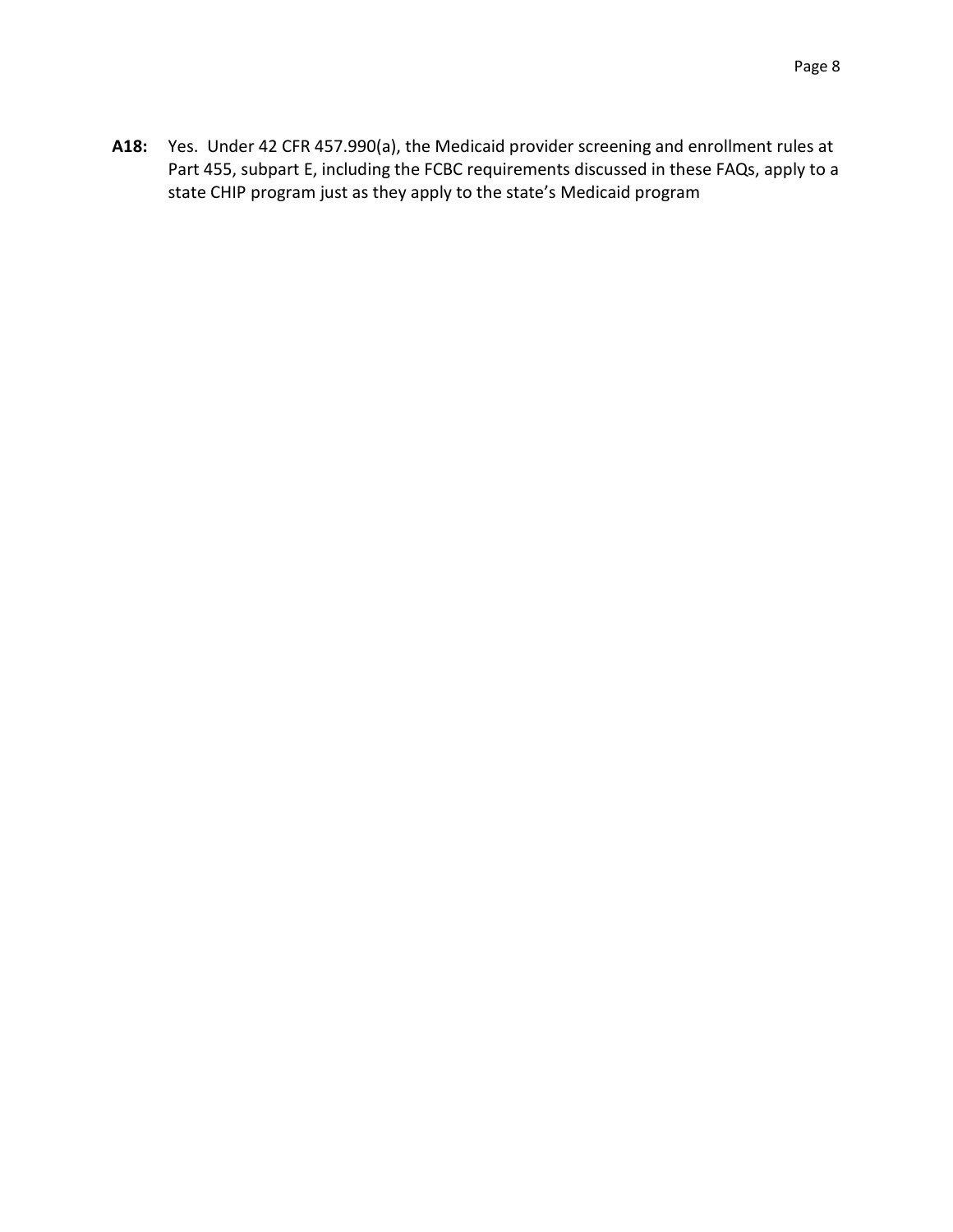**A18:** Yes. Under 42 CFR 457.990(a), the Medicaid provider screening and enrollment rules at Part 455, subpart E, including the FCBC requirements discussed in these FAQs, apply to a state CHIP program just as they apply to the state's Medicaid program